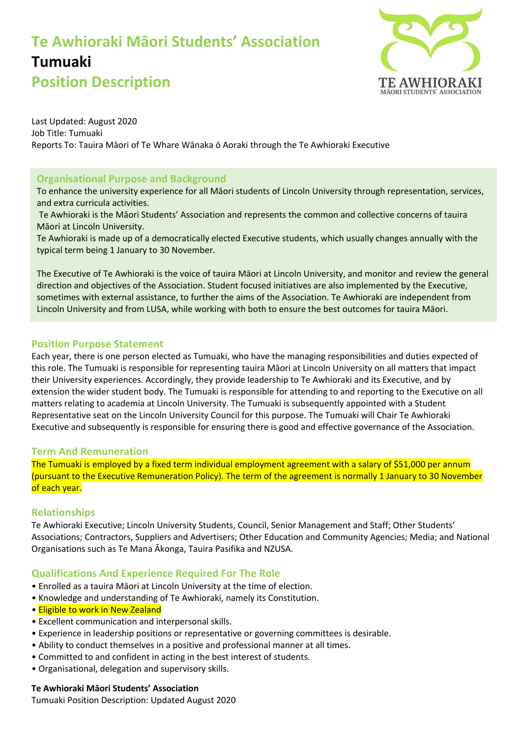# Te Awhioraki Māori Students' Association

## Tumuaki

## Position Description

Last Updated: August 2020
Job Title: Tumuaki
Reports To: Tauira Māori of Te Whare Wānaka ō Aoraki through the Te Awhioraki Executive

### Organisational Purpose and Background

To enhance the university experience for all Māori students of Lincoln University through representation, services, and extra curricula activities.

Te Awhioraki is the Māori Students' Association and represents the common and collective concerns of tauira Māori at Lincoln University.

Te Awhioraki is made up of a democratically elected Executive students, which usually changes annually with the typical term being 1 January to 30 November.

The Executive of Te Awhioraki is the voice of tauira Māori at Lincoln University, and monitor and review the general direction and objectives of the Association. Student focused initiatives are also implemented by the Executive, sometimes with external assistance, to further the aims of the Association. Te Awhioraki are independent from Lincoln University and from LUSA, while working with both to ensure the best outcomes for tauira Māori.

### Position Purpose Statement

Each year, there is one person elected as Tumuaki, who have the managing responsibilities and duties expected of this role. The Tumuaki is responsible for representing tauira Māori at Lincoln University on all matters that impact their University experiences. Accordingly, they provide leadership to Te Awhioraki and its Executive, and by extension the wider student body. The Tumuaki is responsible for attending to and reporting to the Executive on all matters relating to academia at Lincoln University. The Tumuaki is subsequently appointed with a Student Representative seat on the Lincoln University Council for this purpose. The Tumuaki will Chair Te Awhioraki Executive and subsequently is responsible for ensuring there is good and effective governance of the Association.

### Term And Remuneration

The Tumuaki is employed by a fixed term individual employment agreement with a salary of $51,000 per annum (pursuant to the Executive Remuneration Policy). The term of the agreement is normally 1 January to 30 November of each year.

### Relationships

Te Awhioraki Executive; Lincoln University Students, Council, Senior Management and Staff; Other Students' Associations; Contractors, Suppliers and Advertisers; Other Education and Community Agencies; Media; and National Organisations such as Te Mana Ākonga, Tauira Pasifika and NZUSA.

### Qualifications And Experience Required For The Role

- Enrolled as a tauira Māori at Lincoln University at the time of election.
- Knowledge and understanding of Te Awhioraki, namely its Constitution.
- Eligible to work in New Zealand
- Excellent communication and interpersonal skills.
- Experience in leadership positions or representative or governing committees is desirable.
- Ability to conduct themselves in a positive and professional manner at all times.
- Committed to and confident in acting in the best interest of students.
- Organisational, delegation and supervisory skills.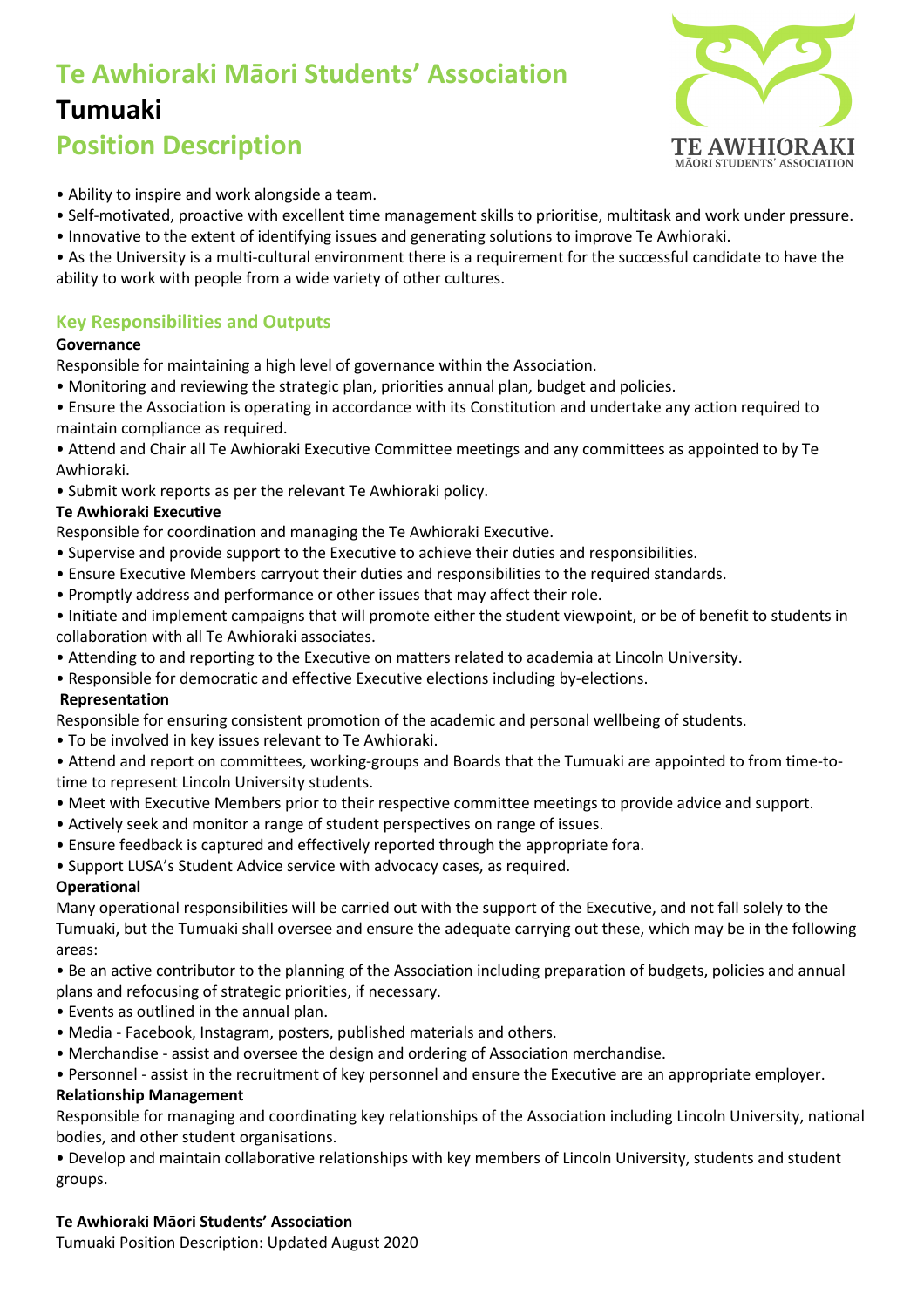# Te Awhioraki Māori Students' Association

## Tumuaki

## Position Description

- Ability to inspire and work alongside a team.
- Self-motivated, proactive with excellent time management skills to prioritise, multitask and work under pressure.
- Innovative to the extent of identifying issues and generating solutions to improve Te Awhioraki.
- As the University is a multi-cultural environment there is a requirement for the successful candidate to have the ability to work with people from a wide variety of other cultures.

### Key Responsibilities and Outputs

**Governance**

Responsible for maintaining a high level of governance within the Association.

- Monitoring and reviewing the strategic plan, priorities annual plan, budget and policies.
- Ensure the Association is operating in accordance with its Constitution and undertake any action required to maintain compliance as required.
- Attend and Chair all Te Awhioraki Executive Committee meetings and any committees as appointed to by Te Awhioraki.
- Submit work reports as per the relevant Te Awhioraki policy.

**Te Awhioraki Executive**

Responsible for coordination and managing the Te Awhioraki Executive.

- Supervise and provide support to the Executive to achieve their duties and responsibilities.
- Ensure Executive Members carryout their duties and responsibilities to the required standards.
- Promptly address and performance or other issues that may affect their role.
- Initiate and implement campaigns that will promote either the student viewpoint, or be of benefit to students in collaboration with all Te Awhioraki associates.
- Attending to and reporting to the Executive on matters related to academia at Lincoln University.
- Responsible for democratic and effective Executive elections including by-elections.

**Representation**

Responsible for ensuring consistent promotion of the academic and personal wellbeing of students.

- To be involved in key issues relevant to Te Awhioraki.
- Attend and report on committees, working-groups and Boards that the Tumuaki are appointed to from time-to-time to represent Lincoln University students.
- Meet with Executive Members prior to their respective committee meetings to provide advice and support.
- Actively seek and monitor a range of student perspectives on range of issues.
- Ensure feedback is captured and effectively reported through the appropriate fora.
- Support LUSA's Student Advice service with advocacy cases, as required.

**Operational**

Many operational responsibilities will be carried out with the support of the Executive, and not fall solely to the Tumuaki, but the Tumuaki shall oversee and ensure the adequate carrying out these, which may be in the following areas:

- Be an active contributor to the planning of the Association including preparation of budgets, policies and annual plans and refocusing of strategic priorities, if necessary.
- Events as outlined in the annual plan.
- Media - Facebook, Instagram, posters, published materials and others.
- Merchandise - assist and oversee the design and ordering of Association merchandise.
- Personnel - assist in the recruitment of key personnel and ensure the Executive are an appropriate employer.

**Relationship Management**

Responsible for managing and coordinating key relationships of the Association including Lincoln University, national bodies, and other student organisations.

- Develop and maintain collaborative relationships with key members of Lincoln University, students and student groups.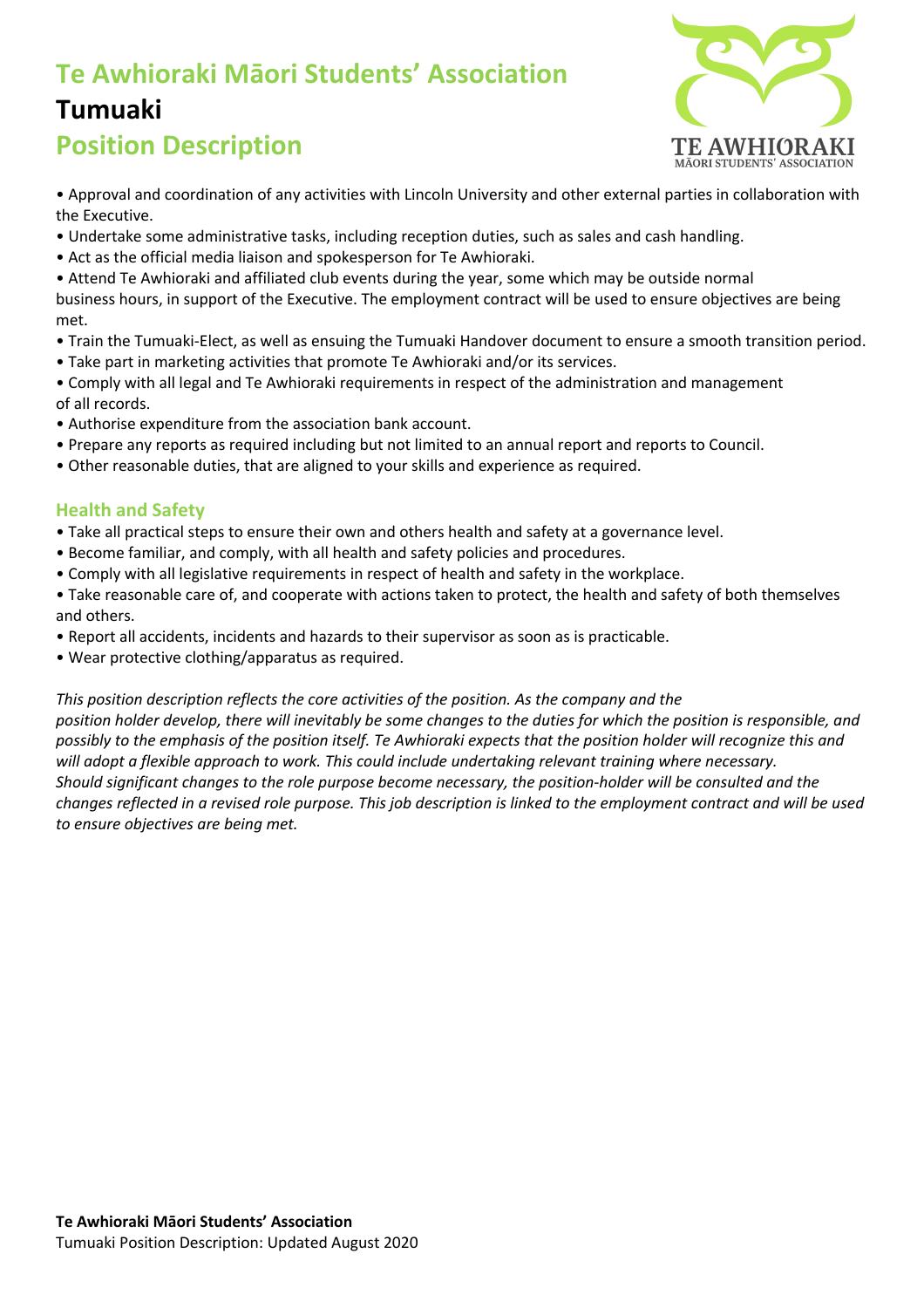# Te Awhioraki Māori Students' Association

## Tumuaki

## Position Description

- Approval and coordination of any activities with Lincoln University and other external parties in collaboration with the Executive.
- Undertake some administrative tasks, including reception duties, such as sales and cash handling.
- Act as the official media liaison and spokesperson for Te Awhioraki.
- Attend Te Awhioraki and affiliated club events during the year, some which may be outside normal business hours, in support of the Executive. The employment contract will be used to ensure objectives are being met.
- Train the Tumuaki-Elect, as well as ensuing the Tumuaki Handover document to ensure a smooth transition period.
- Take part in marketing activities that promote Te Awhioraki and/or its services.
- Comply with all legal and Te Awhioraki requirements in respect of the administration and management of all records.
- Authorise expenditure from the association bank account.
- Prepare any reports as required including but not limited to an annual report and reports to Council.
- Other reasonable duties, that are aligned to your skills and experience as required.

### Health and Safety

- Take all practical steps to ensure their own and others health and safety at a governance level.
- Become familiar, and comply, with all health and safety policies and procedures.
- Comply with all legislative requirements in respect of health and safety in the workplace.
- Take reasonable care of, and cooperate with actions taken to protect, the health and safety of both themselves and others.
- Report all accidents, incidents and hazards to their supervisor as soon as is practicable.
- Wear protective clothing/apparatus as required.

*This position description reflects the core activities of the position. As the company and the position holder develop, there will inevitably be some changes to the duties for which the position is responsible, and possibly to the emphasis of the position itself. Te Awhioraki expects that the position holder will recognize this and will adopt a flexible approach to work. This could include undertaking relevant training where necessary. Should significant changes to the role purpose become necessary, the position-holder will be consulted and the changes reflected in a revised role purpose. This job description is linked to the employment contract and will be used to ensure objectives are being met.*

**Te Awhioraki Māori Students' Association**
Tumuaki Position Description: Updated August 2020